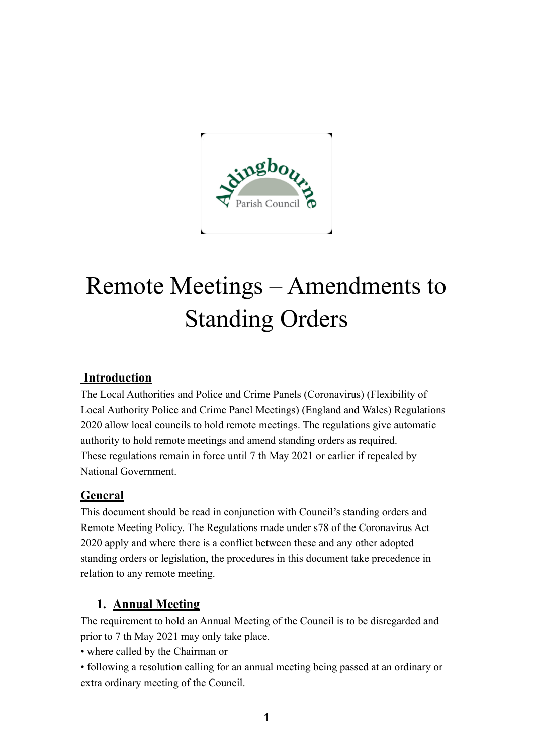# Remote Meetings – Amendments to Standing Orders

## Introduction

The Local Authorities and Police and Crime Panels (Coronavirus) (Flexibility of Local Authority Police and Crime Panel Meetings) (England and Wales) Regulations 2020 allow local councils to hold remote meetings. The regulations give automatic authority to hold remote meetings and amend standing orders as required. These regulations remain in force until 7 th May 2021 or earlier if repealed by National Government.

## General

This document should be read in conjunction with Council's standing orders and Remote Meeting Policy. The Regulations made under s78 of the Coronavirus Act 2020 apply and where there is a conflict between these and any other adopted standing orders or legislation, the procedures in this document take precedence in relation to any remote meeting.

### 1. Annual Meeting

The requirement to hold an Annual Meeting of the Council is to be disregarded and prior to 7 th May 2021 may only take place.

- where called by the Chairman or
- following a resolution calling for an annual meeting being passed at an ordinary or extra ordinary meeting of the Council.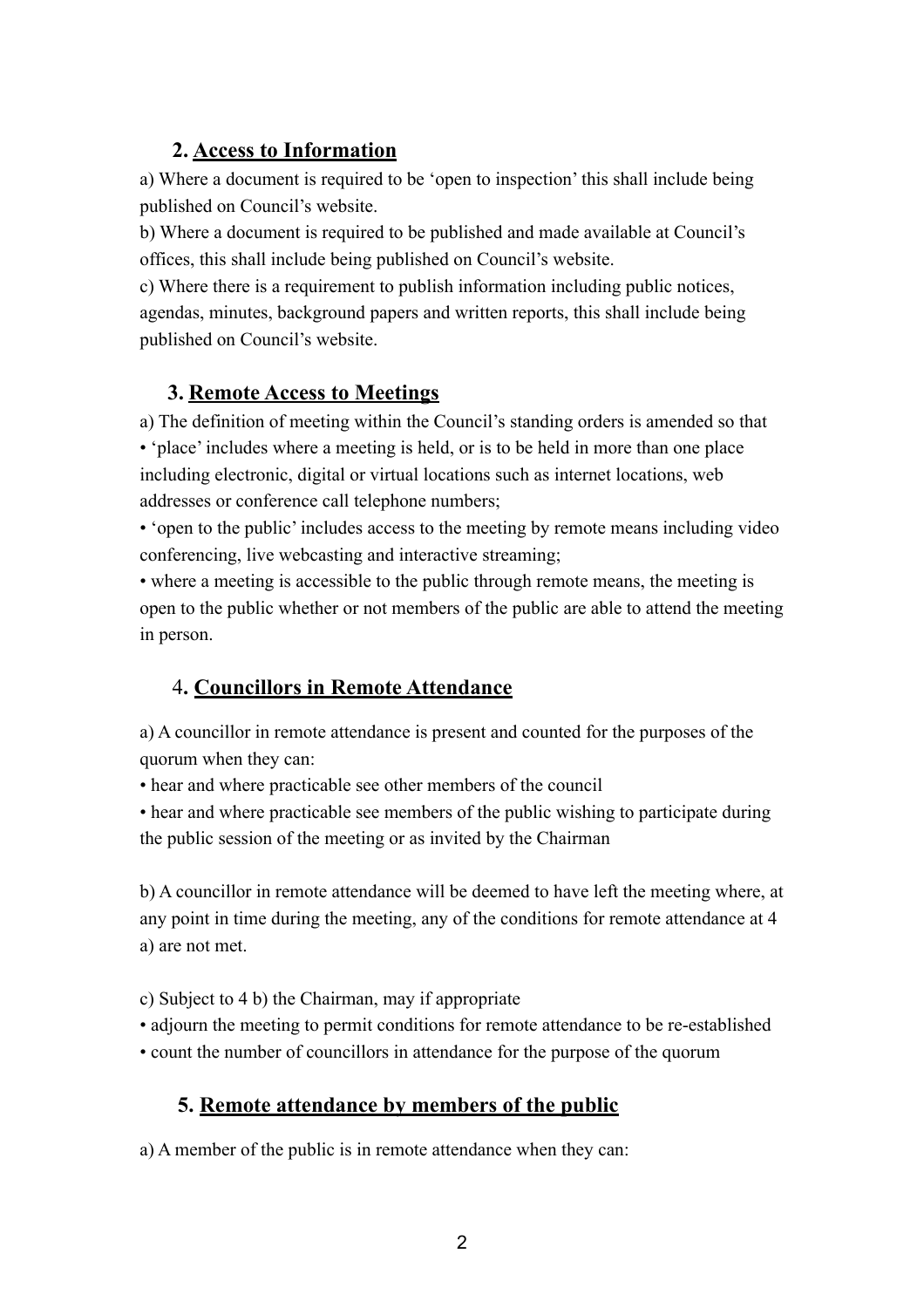## 2. Access to Information

a) Where a document is required to be 'open to inspection' this shall include being published on Council's website.

b) Where a document is required to be published and made available at Council's offices, this shall include being published on Council's website.

c) Where there is a requirement to publish information including public notices, agendas, minutes, background papers and written reports, this shall include being published on Council's website.

## 3. Remote Access to Meetings

a) The definition of meeting within the Council's standing orders is amended so that

- 'place' includes where a meeting is held, or is to be held in more than one place including electronic, digital or virtual locations such as internet locations, web addresses or conference call telephone numbers;
- 'open to the public' includes access to the meeting by remote means including video conferencing, live webcasting and interactive streaming;
- where a meeting is accessible to the public through remote means, the meeting is open to the public whether or not members of the public are able to attend the meeting in person.

## 4. Councillors in Remote Attendance

a) A councillor in remote attendance is present and counted for the purposes of the quorum when they can:

- hear and where practicable see other members of the council
- hear and where practicable see members of the public wishing to participate during the public session of the meeting or as invited by the Chairman

b) A councillor in remote attendance will be deemed to have left the meeting where, at any point in time during the meeting, any of the conditions for remote attendance at 4 a) are not met.

c) Subject to 4 b) the Chairman, may if appropriate

- adjourn the meeting to permit conditions for remote attendance to be re-established
- count the number of councillors in attendance for the purpose of the quorum

## 5. Remote attendance by members of the public

a) A member of the public is in remote attendance when they can: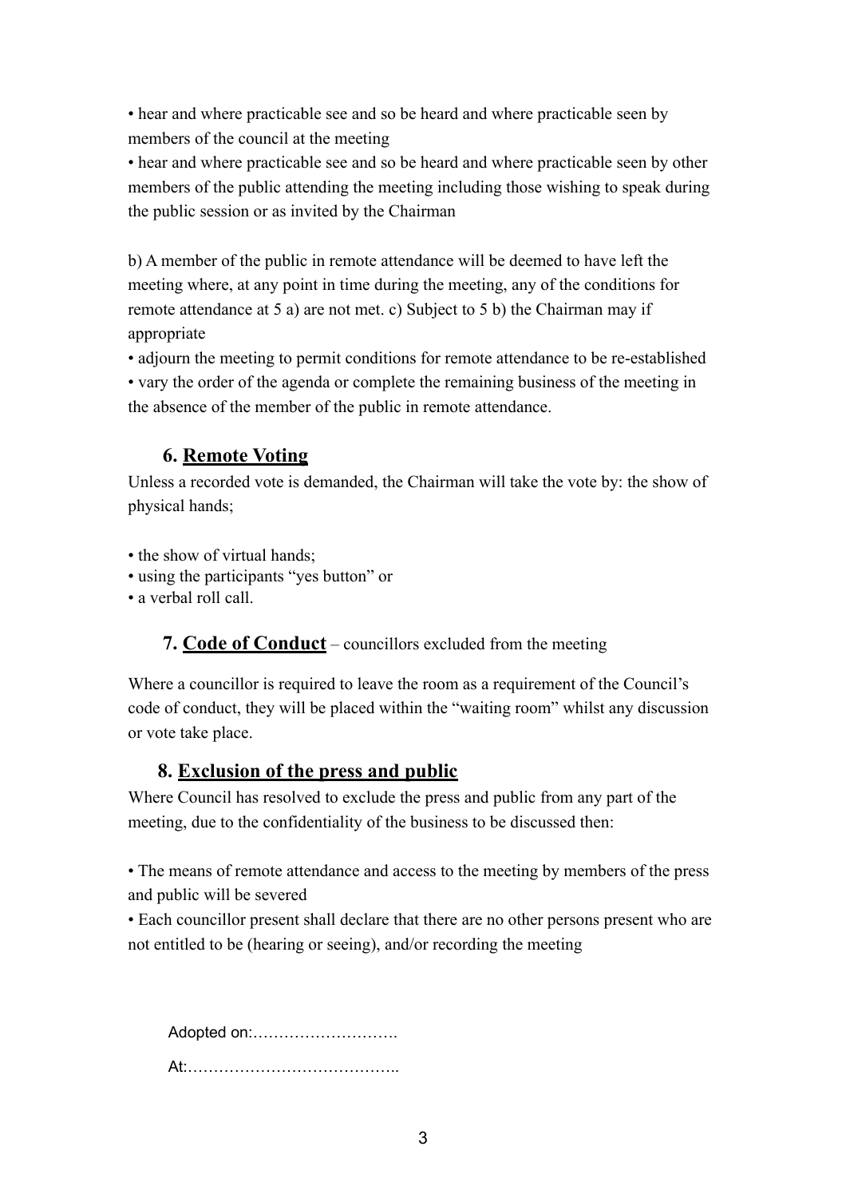• hear and where practicable see and so be heard and where practicable seen by members of the council at the meeting

• hear and where practicable see and so be heard and where practicable seen by other members of the public attending the meeting including those wishing to speak during the public session or as invited by the Chairman

b) A member of the public in remote attendance will be deemed to have left the meeting where, at any point in time during the meeting, any of the conditions for remote attendance at 5 a) are not met. c) Subject to 5 b) the Chairman may if appropriate

• adjourn the meeting to permit conditions for remote attendance to be re-established

• vary the order of the agenda or complete the remaining business of the meeting in the absence of the member of the public in remote attendance.

## 6. Remote Voting

Unless a recorded vote is demanded, the Chairman will take the vote by: the show of physical hands;

• the show of virtual hands;
• using the participants "yes button" or
• a verbal roll call.

## 7. Code of Conduct – councillors excluded from the meeting

Where a councillor is required to leave the room as a requirement of the Council's code of conduct, they will be placed within the "waiting room" whilst any discussion or vote take place.

## 8. Exclusion of the press and public

Where Council has resolved to exclude the press and public from any part of the meeting, due to the confidentiality of the business to be discussed then:

• The means of remote attendance and access to the meeting by members of the press and public will be severed

• Each councillor present shall declare that there are no other persons present who are not entitled to be (hearing or seeing), and/or recording the meeting

Adopted on:……………………….

At:…………………………………..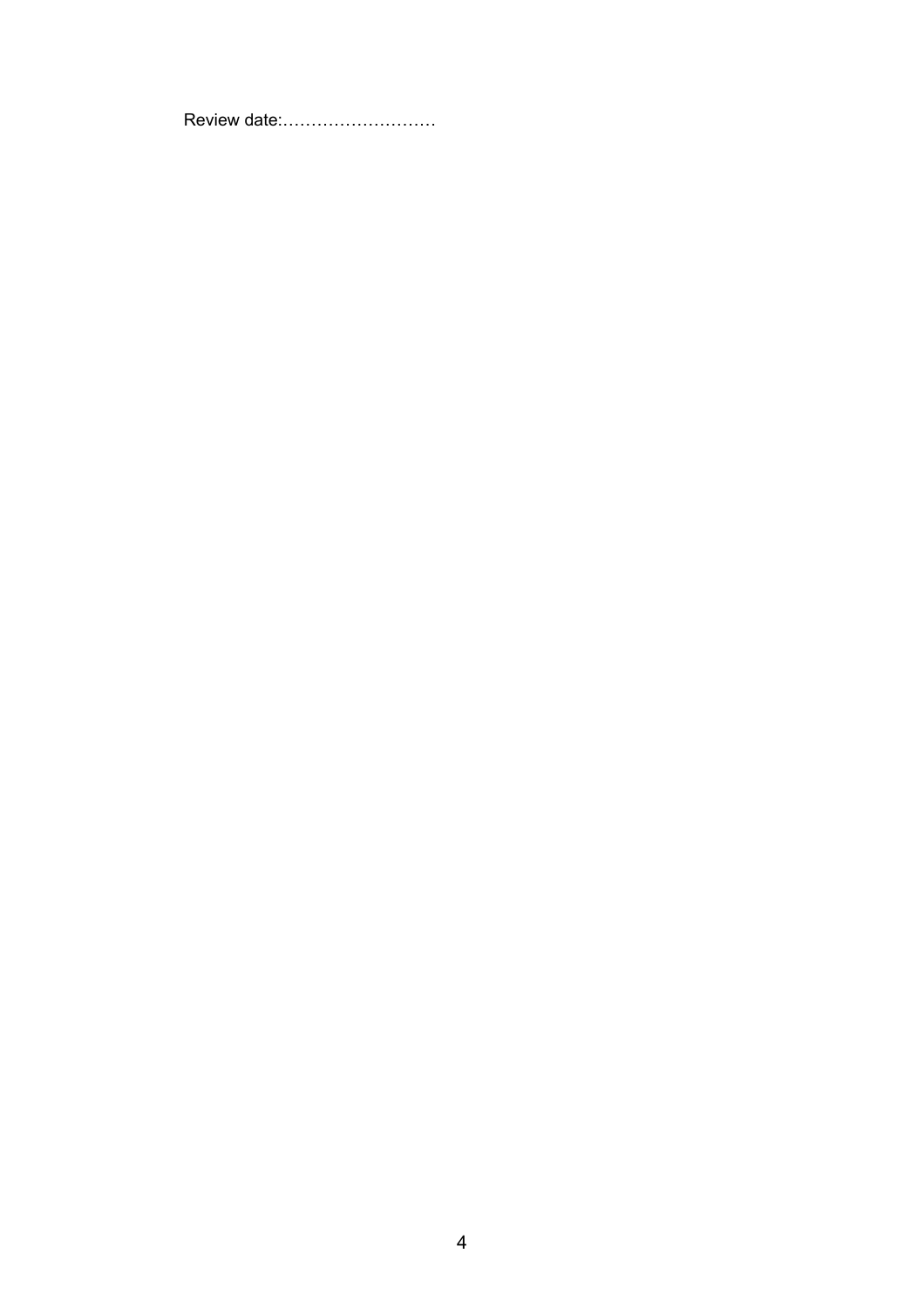Review date:………………………